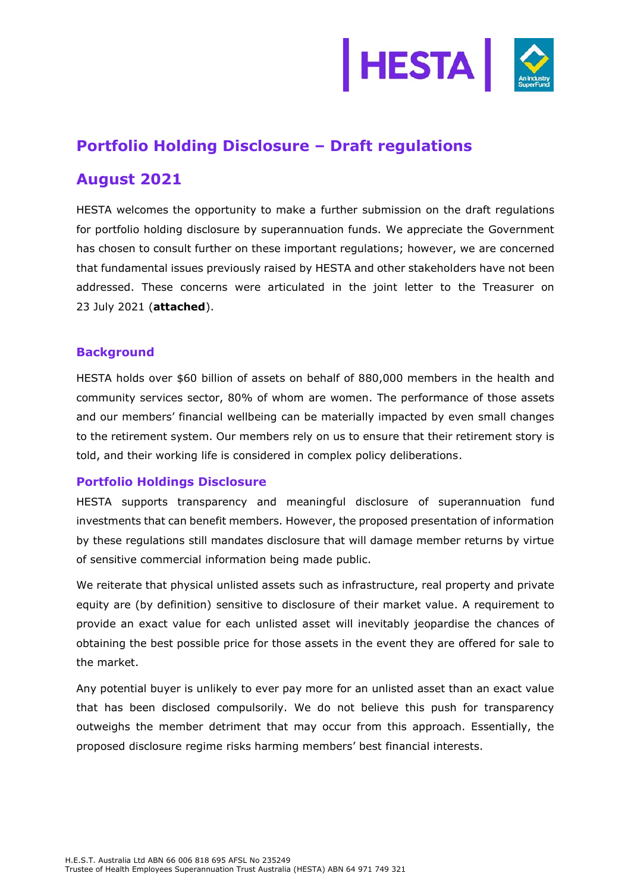# Portfolio Holding Disclosure – Draft regulations

# August 2021

HESTA welcomes the opportunity to make a further submission on the draft regulations for portfolio holding disclosure by superannuation funds. We appreciate the Government has chosen to consult further on these important regulations; however, we are concerned that fundamental issues previously raised by HESTA and other stakeholders have not been addressed. These concerns were articulated in the joint letter to the Treasurer on 23 July 2021 (**attached**).

## Background

HESTA holds over $60 billion of assets on behalf of 880,000 members in the health and community services sector, 80% of whom are women. The performance of those assets and our members' financial wellbeing can be materially impacted by even small changes to the retirement system. Our members rely on us to ensure that their retirement story is told, and their working life is considered in complex policy deliberations.

## Portfolio Holdings Disclosure

HESTA supports transparency and meaningful disclosure of superannuation fund investments that can benefit members. However, the proposed presentation of information by these regulations still mandates disclosure that will damage member returns by virtue of sensitive commercial information being made public.

We reiterate that physical unlisted assets such as infrastructure, real property and private equity are (by definition) sensitive to disclosure of their market value. A requirement to provide an exact value for each unlisted asset will inevitably jeopardise the chances of obtaining the best possible price for those assets in the event they are offered for sale to the market.

Any potential buyer is unlikely to ever pay more for an unlisted asset than an exact value that has been disclosed compulsorily. We do not believe this push for transparency outweighs the member detriment that may occur from this approach. Essentially, the proposed disclosure regime risks harming members' best financial interests.

H.E.S.T. Australia Ltd ABN 66 006 818 695 AFSL No 235249
Trustee of Health Employees Superannuation Trust Australia (HESTA) ABN 64 971 749 321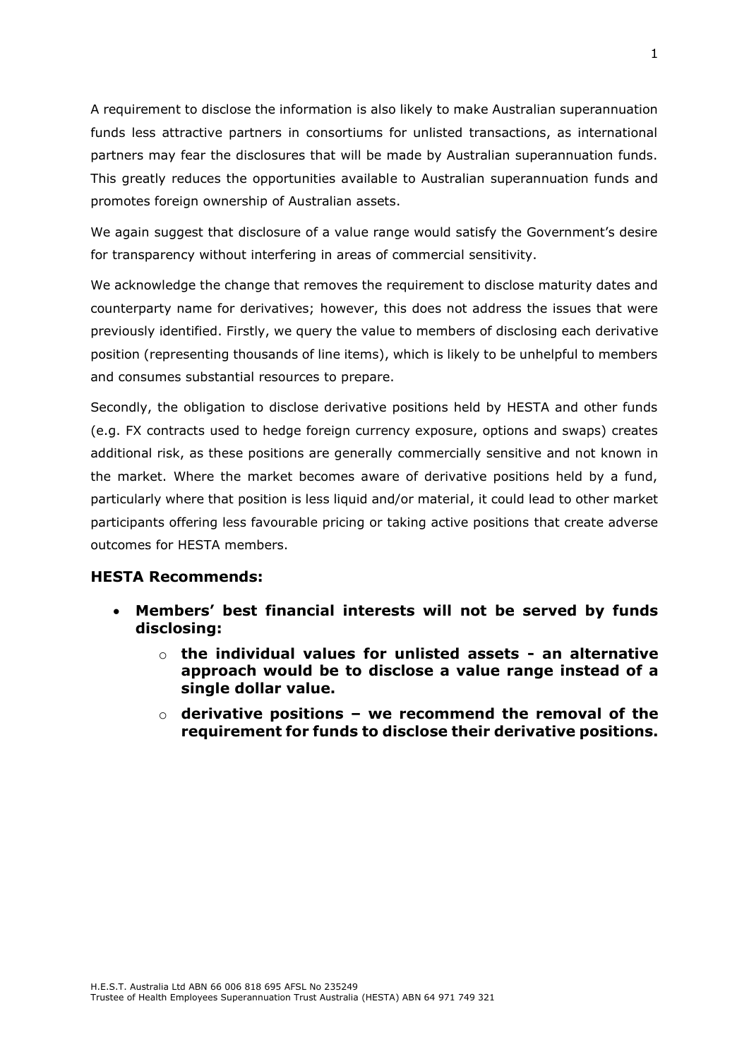A requirement to disclose the information is also likely to make Australian superannuation funds less attractive partners in consortiums for unlisted transactions, as international partners may fear the disclosures that will be made by Australian superannuation funds. This greatly reduces the opportunities available to Australian superannuation funds and promotes foreign ownership of Australian assets.

We again suggest that disclosure of a value range would satisfy the Government's desire for transparency without interfering in areas of commercial sensitivity.

We acknowledge the change that removes the requirement to disclose maturity dates and counterparty name for derivatives; however, this does not address the issues that were previously identified. Firstly, we query the value to members of disclosing each derivative position (representing thousands of line items), which is likely to be unhelpful to members and consumes substantial resources to prepare.

Secondly, the obligation to disclose derivative positions held by HESTA and other funds (e.g. FX contracts used to hedge foreign currency exposure, options and swaps) creates additional risk, as these positions are generally commercially sensitive and not known in the market. Where the market becomes aware of derivative positions held by a fund, particularly where that position is less liquid and/or material, it could lead to other market participants offering less favourable pricing or taking active positions that create adverse outcomes for HESTA members.

### HESTA Recommends:

- **Members' best financial interests will not be served by funds disclosing:**
  - **the individual values for unlisted assets - an alternative approach would be to disclose a value range instead of a single dollar value.**
  - **derivative positions – we recommend the removal of the requirement for funds to disclose their derivative positions.**

H.E.S.T. Australia Ltd ABN 66 006 818 695 AFSL No 235249
Trustee of Health Employees Superannuation Trust Australia (HESTA) ABN 64 971 749 321